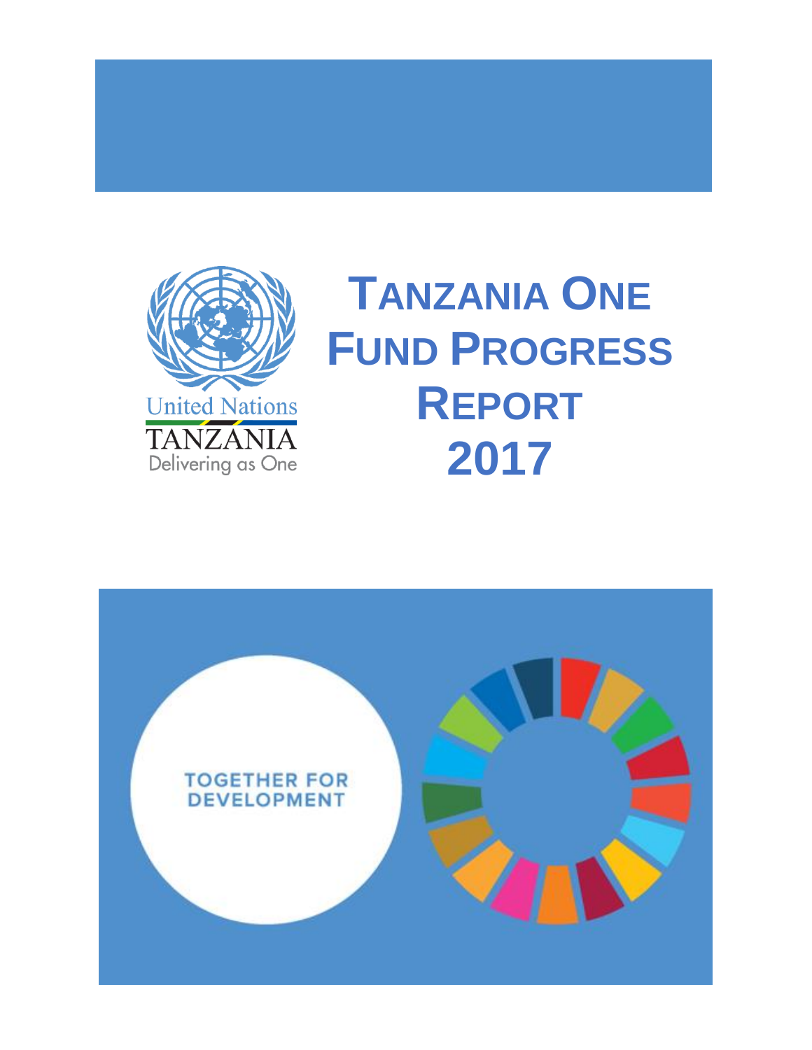United Nations
TANZANIA
Delivering as One

# TANZANIA ONE FUND PROGRESS REPORT 2017

TOGETHER FOR DEVELOPMENT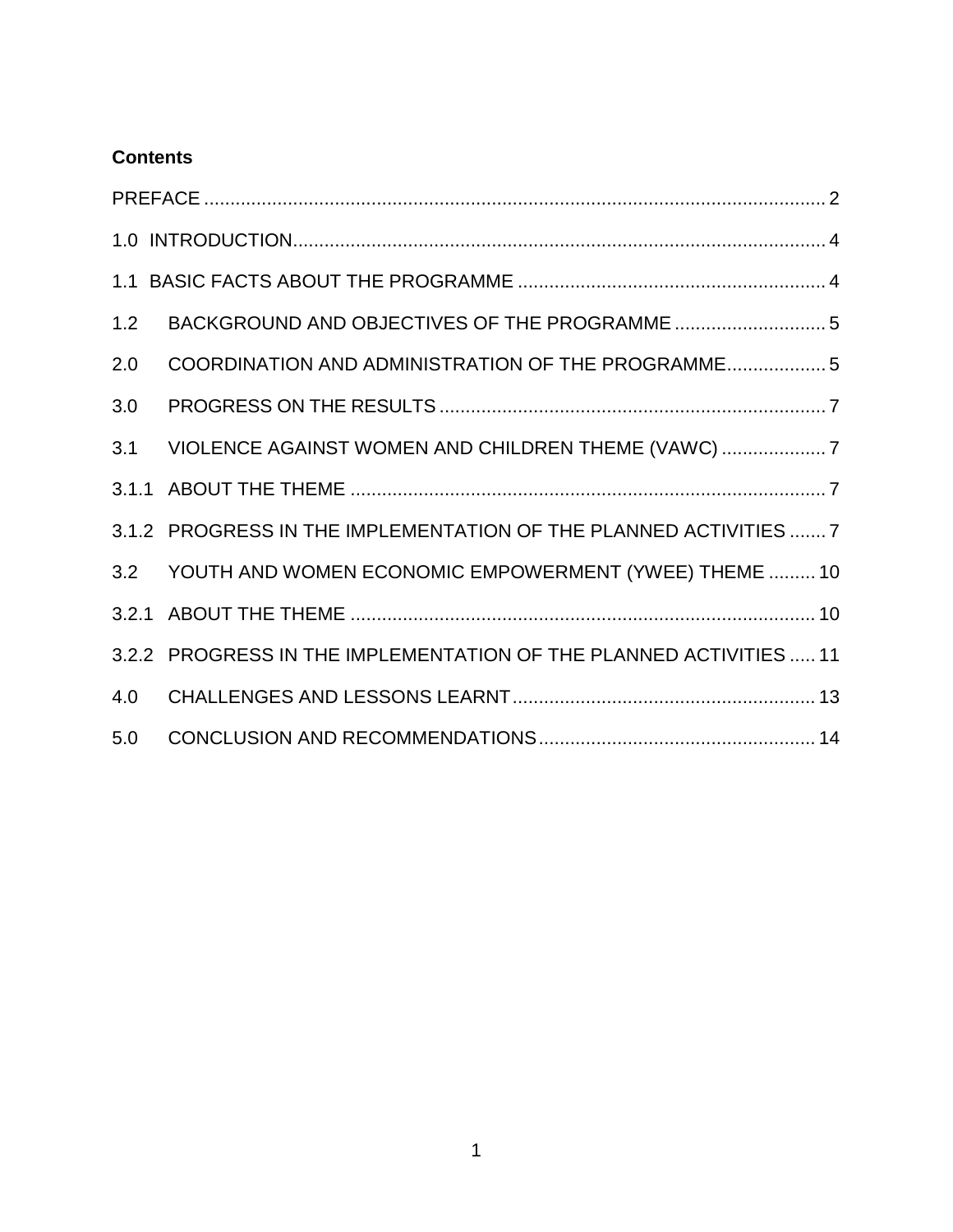**Contents**

PREFACE ........................................................................................................................ 2

1.0 INTRODUCTION...................................................................................................... 4

1.1 BASIC FACTS ABOUT THE PROGRAMME ........................................................... 4

1.2 BACKGROUND AND OBJECTIVES OF THE PROGRAMME ............................. 5

2.0 COORDINATION AND ADMINISTRATION OF THE PROGRAMME................... 5

3.0 PROGRESS ON THE RESULTS .......................................................................... 7

3.1 VIOLENCE AGAINST WOMEN AND CHILDREN THEME (VAWC) .................... 7

3.1.1 ABOUT THE THEME ........................................................................................... 7

3.1.2 PROGRESS IN THE IMPLEMENTATION OF THE PLANNED ACTIVITIES ....... 7

3.2 YOUTH AND WOMEN ECONOMIC EMPOWERMENT (YWEE) THEME ......... 10

3.2.1 ABOUT THE THEME ......................................................................................... 10

3.2.2 PROGRESS IN THE IMPLEMENTATION OF THE PLANNED ACTIVITIES ..... 11

4.0 CHALLENGES AND LESSONS LEARNT.......................................................... 13

5.0 CONCLUSION AND RECOMMENDATIONS..................................................... 14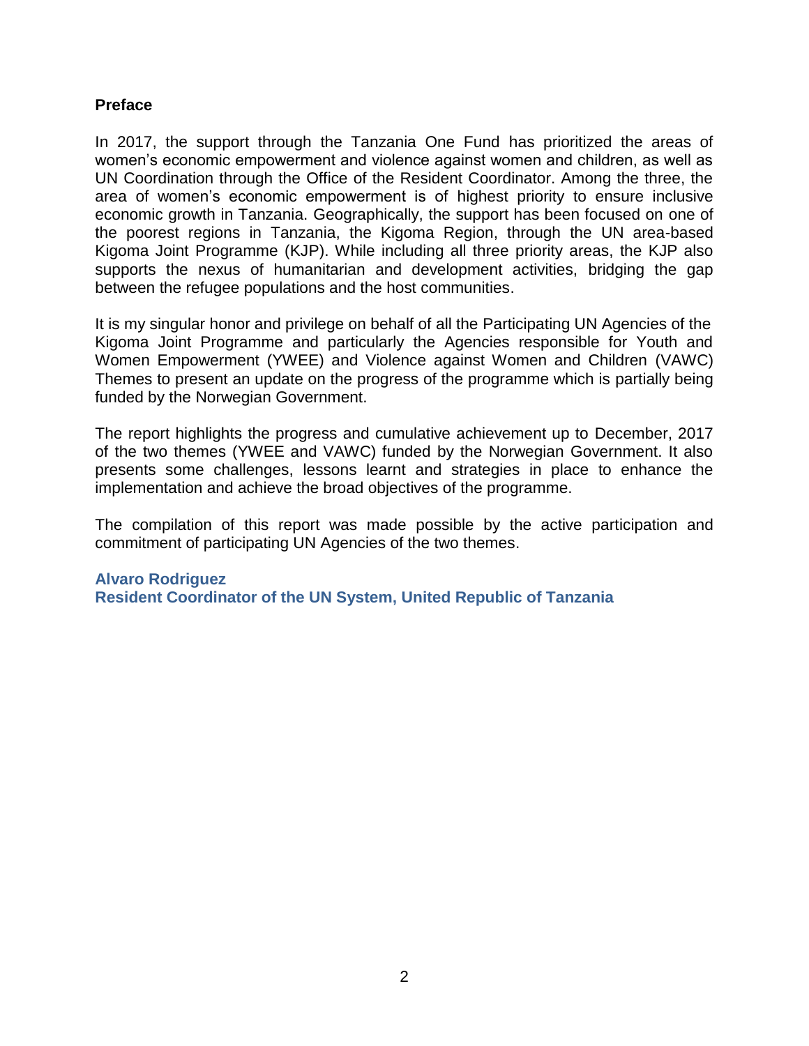## Preface

In 2017, the support through the Tanzania One Fund has prioritized the areas of women's economic empowerment and violence against women and children, as well as UN Coordination through the Office of the Resident Coordinator. Among the three, the area of women's economic empowerment is of highest priority to ensure inclusive economic growth in Tanzania. Geographically, the support has been focused on one of the poorest regions in Tanzania, the Kigoma Region, through the UN area-based Kigoma Joint Programme (KJP). While including all three priority areas, the KJP also supports the nexus of humanitarian and development activities, bridging the gap between the refugee populations and the host communities.

It is my singular honor and privilege on behalf of all the Participating UN Agencies of the Kigoma Joint Programme and particularly the Agencies responsible for Youth and Women Empowerment (YWEE) and Violence against Women and Children (VAWC) Themes to present an update on the progress of the programme which is partially being funded by the Norwegian Government.

The report highlights the progress and cumulative achievement up to December, 2017 of the two themes (YWEE and VAWC) funded by the Norwegian Government. It also presents some challenges, lessons learnt and strategies in place to enhance the implementation and achieve the broad objectives of the programme.

The compilation of this report was made possible by the active participation and commitment of participating UN Agencies of the two themes.

**Alvaro Rodriguez**
**Resident Coordinator of the UN System, United Republic of Tanzania**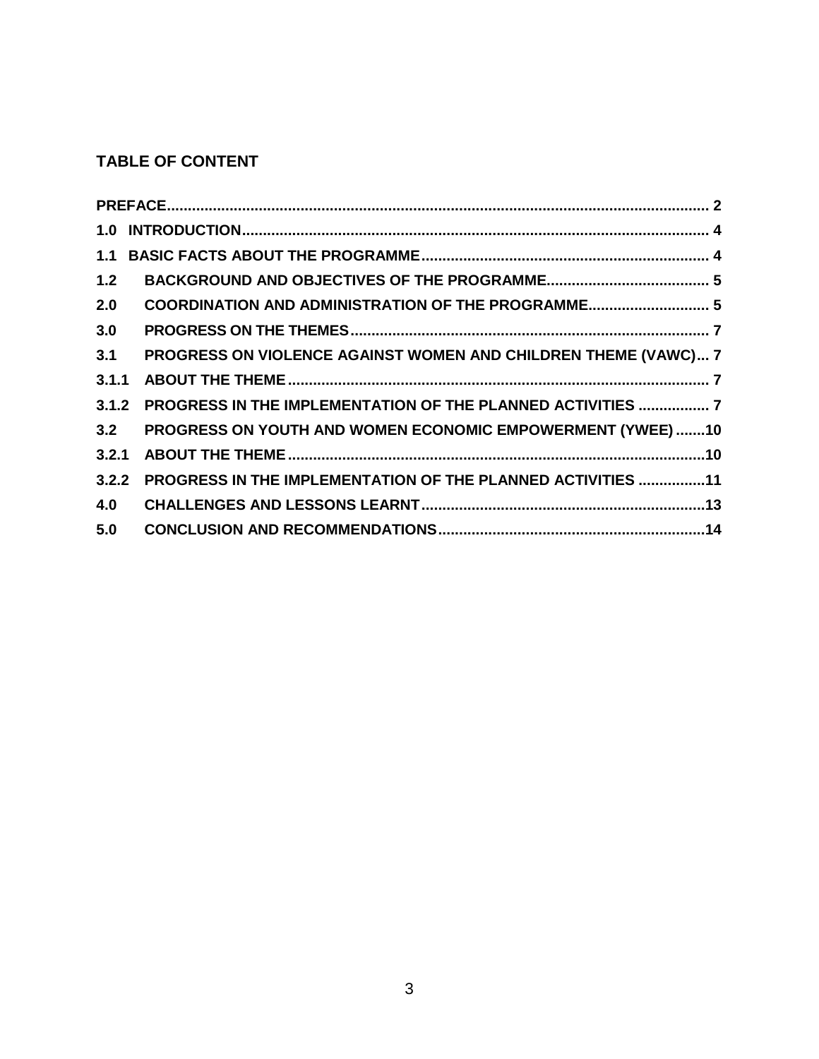## TABLE OF CONTENT

| | | |
|---|---|---|
| **PREFACE** | | **2** |
| **1.0** | **INTRODUCTION** | **4** |
| **1.1** | **BASIC FACTS ABOUT THE PROGRAMME** | **4** |
| **1.2** | **BACKGROUND AND OBJECTIVES OF THE PROGRAMME** | **5** |
| **2.0** | **COORDINATION AND ADMINISTRATION OF THE PROGRAMME** | **5** |
| **3.0** | **PROGRESS ON THE THEMES** | **7** |
| **3.1** | **PROGRESS ON VIOLENCE AGAINST WOMEN AND CHILDREN THEME (VAWC)** | **7** |
| **3.1.1** | **ABOUT THE THEME** | **7** |
| **3.1.2** | **PROGRESS IN THE IMPLEMENTATION OF THE PLANNED ACTIVITIES** | **7** |
| **3.2** | **PROGRESS ON YOUTH AND WOMEN ECONOMIC EMPOWERMENT (YWEE)** | **10** |
| **3.2.1** | **ABOUT THE THEME** | **10** |
| **3.2.2** | **PROGRESS IN THE IMPLEMENTATION OF THE PLANNED ACTIVITIES** | **11** |
| **4.0** | **CHALLENGES AND LESSONS LEARNT** | **13** |
| **5.0** | **CONCLUSION AND RECOMMENDATIONS** | **14** |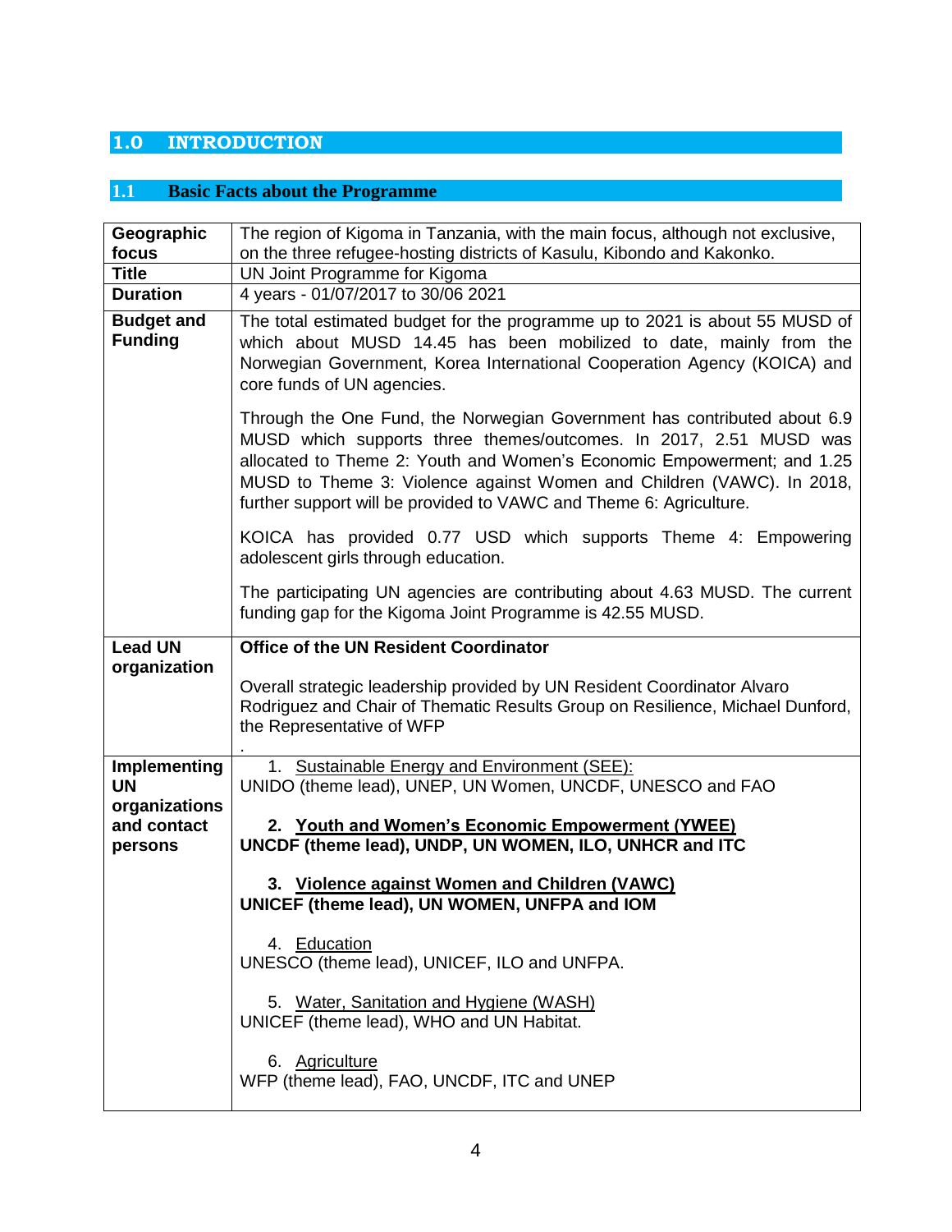# 1.0 INTRODUCTION

## 1.1 Basic Facts about the Programme

| | |
|---|---|
| **Geographic focus** | The region of Kigoma in Tanzania, with the main focus, although not exclusive, on the three refugee-hosting districts of Kasulu, Kibondo and Kakonko. |
| **Title** | UN Joint Programme for Kigoma |
| **Duration** | 4 years - 01/07/2017 to 30/06 2021 |
| **Budget and Funding** | The total estimated budget for the programme up to 2021 is about 55 MUSD of which about MUSD 14.45 has been mobilized to date, mainly from the Norwegian Government, Korea International Cooperation Agency (KOICA) and core funds of UN agencies.<br><br>Through the One Fund, the Norwegian Government has contributed about 6.9 MUSD which supports three themes/outcomes. In 2017, 2.51 MUSD was allocated to Theme 2: Youth and Women's Economic Empowerment; and 1.25 MUSD to Theme 3: Violence against Women and Children (VAWC). In 2018, further support will be provided to VAWC and Theme 6: Agriculture.<br><br>KOICA has provided 0.77 USD which supports Theme 4: Empowering adolescent girls through education.<br><br>The participating UN agencies are contributing about 4.63 MUSD. The current funding gap for the Kigoma Joint Programme is 42.55 MUSD. |
| **Lead UN organization** | **Office of the UN Resident Coordinator**<br><br>Overall strategic leadership provided by UN Resident Coordinator Alvaro Rodriguez and Chair of Thematic Results Group on Resilience, Michael Dunford, the Representative of WFP<br>. |
| **Implementing UN organizations and contact persons** | 1. Sustainable Energy and Environment (SEE):<br>UNIDO (theme lead), UNEP, UN Women, UNCDF, UNESCO and FAO<br><br>**2. Youth and Women's Economic Empowerment (YWEE)**<br>**UNCDF (theme lead), UNDP, UN WOMEN, ILO, UNHCR and ITC**<br><br>**3. Violence against Women and Children (VAWC)**<br>**UNICEF (theme lead), UN WOMEN, UNFPA and IOM**<br><br>4. Education<br>UNESCO (theme lead), UNICEF, ILO and UNFPA.<br><br>5. Water, Sanitation and Hygiene (WASH)<br>UNICEF (theme lead), WHO and UN Habitat.<br><br>6. Agriculture<br>WFP (theme lead), FAO, UNCDF, ITC and UNEP |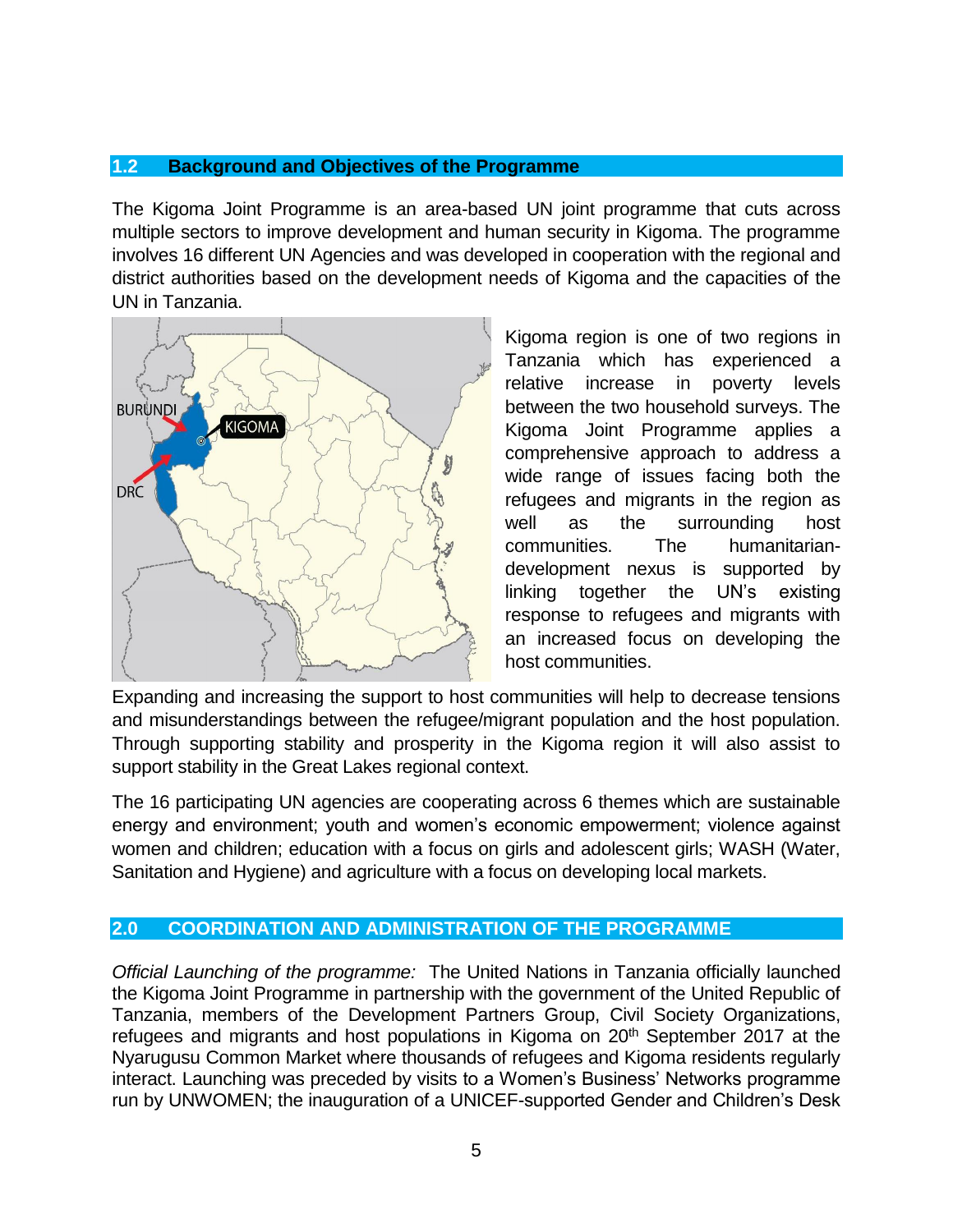## 1.2 Background and Objectives of the Programme

The Kigoma Joint Programme is an area-based UN joint programme that cuts across multiple sectors to improve development and human security in Kigoma. The programme involves 16 different UN Agencies and was developed in cooperation with the regional and district authorities based on the development needs of Kigoma and the capacities of the UN in Tanzania.

Kigoma region is one of two regions in Tanzania which has experienced a relative increase in poverty levels between the two household surveys. The Kigoma Joint Programme applies a comprehensive approach to address a wide range of issues facing both the refugees and migrants in the region as well as the surrounding host communities. The humanitarian-development nexus is supported by linking together the UN's existing response to refugees and migrants with an increased focus on developing the host communities.

Expanding and increasing the support to host communities will help to decrease tensions and misunderstandings between the refugee/migrant population and the host population. Through supporting stability and prosperity in the Kigoma region it will also assist to support stability in the Great Lakes regional context.

The 16 participating UN agencies are cooperating across 6 themes which are sustainable energy and environment; youth and women's economic empowerment; violence against women and children; education with a focus on girls and adolescent girls; WASH (Water, Sanitation and Hygiene) and agriculture with a focus on developing local markets.

# 2.0 COORDINATION AND ADMINISTRATION OF THE PROGRAMME

*Official Launching of the programme:* The United Nations in Tanzania officially launched the Kigoma Joint Programme in partnership with the government of the United Republic of Tanzania, members of the Development Partners Group, Civil Society Organizations, refugees and migrants and host populations in Kigoma on 20th September 2017 at the Nyarugusu Common Market where thousands of refugees and Kigoma residents regularly interact. Launching was preceded by visits to a Women's Business' Networks programme run by UNWOMEN; the inauguration of a UNICEF-supported Gender and Children's Desk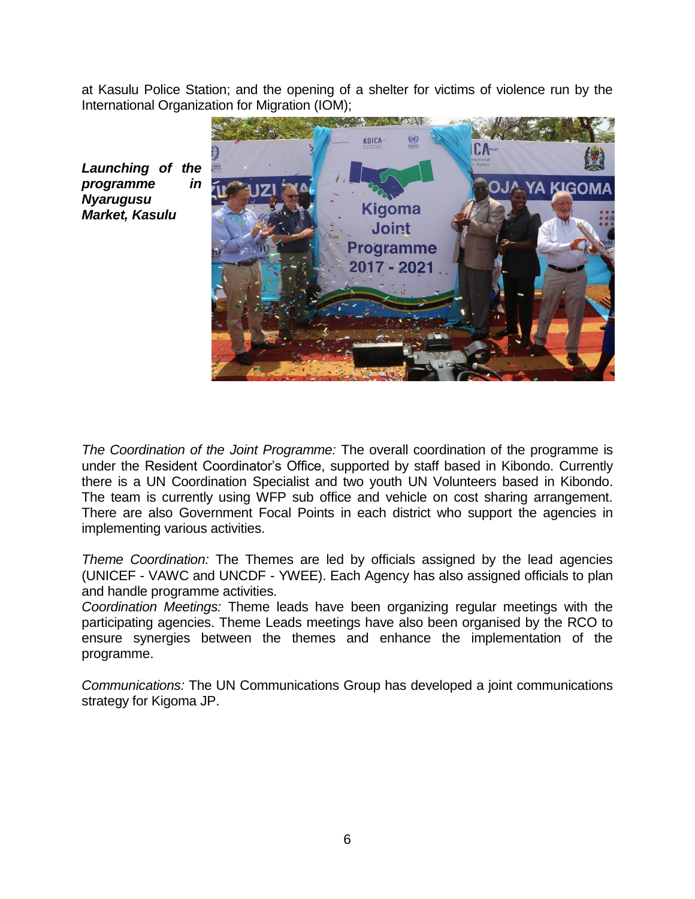at Kasulu Police Station; and the opening of a shelter for victims of violence run by the International Organization for Migration (IOM);

***Launching of the programme in Nyarugusu Market, Kasulu***

*The Coordination of the Joint Programme:* The overall coordination of the programme is under the Resident Coordinator's Office, supported by staff based in Kibondo. Currently there is a UN Coordination Specialist and two youth UN Volunteers based in Kibondo. The team is currently using WFP sub office and vehicle on cost sharing arrangement. There are also Government Focal Points in each district who support the agencies in implementing various activities.

*Theme Coordination:* The Themes are led by officials assigned by the lead agencies (UNICEF - VAWC and UNCDF - YWEE). Each Agency has also assigned officials to plan and handle programme activities.

*Coordination Meetings:* Theme leads have been organizing regular meetings with the participating agencies. Theme Leads meetings have also been organised by the RCO to ensure synergies between the themes and enhance the implementation of the programme.

*Communications:* The UN Communications Group has developed a joint communications strategy for Kigoma JP.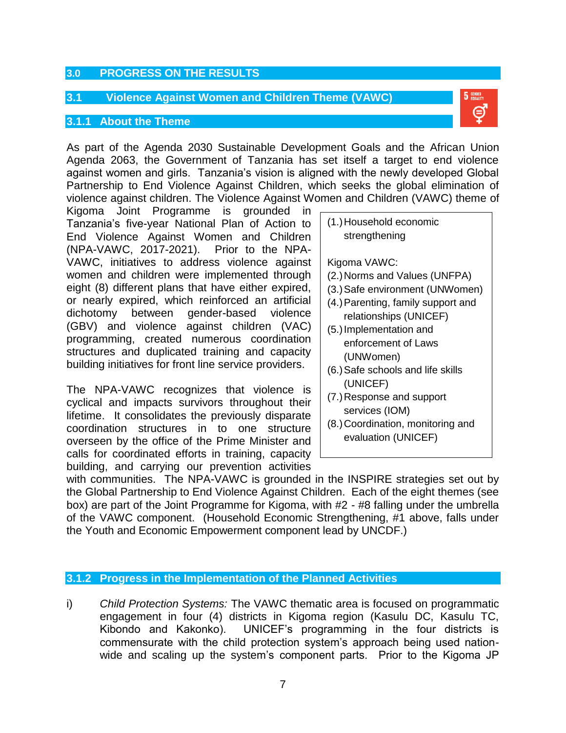## 3.0 PROGRESS ON THE RESULTS

### 3.1 Violence Against Women and Children Theme (VAWC)

#### 3.1.1 About the Theme

As part of the Agenda 2030 Sustainable Development Goals and the African Union Agenda 2063, the Government of Tanzania has set itself a target to end violence against women and girls. Tanzania's vision is aligned with the newly developed Global Partnership to End Violence Against Children, which seeks the global elimination of violence against children. The Violence Against Women and Children (VAWC) theme of Kigoma Joint Programme is grounded in Tanzania's five-year National Plan of Action to End Violence Against Women and Children (NPA-VAWC, 2017-2021). Prior to the NPA-VAWC, initiatives to address violence against women and children were implemented through eight (8) different plans that have either expired, or nearly expired, which reinforced an artificial dichotomy between gender-based violence (GBV) and violence against children (VAC) programming, created numerous coordination structures and duplicated training and capacity building initiatives for front line service providers.

> (1.) Household economic strengthening
>
> Kigoma VAWC:
> (2.) Norms and Values (UNFPA)
> (3.) Safe environment (UNWomen)
> (4.) Parenting, family support and relationships (UNICEF)
> (5.) Implementation and enforcement of Laws (UNWomen)
> (6.) Safe schools and life skills (UNICEF)
> (7.) Response and support services (IOM)
> (8.) Coordination, monitoring and evaluation (UNICEF)

The NPA-VAWC recognizes that violence is cyclical and impacts survivors throughout their lifetime. It consolidates the previously disparate coordination structures in to one structure overseen by the office of the Prime Minister and calls for coordinated efforts in training, capacity building, and carrying our prevention activities with communities. The NPA-VAWC is grounded in the INSPIRE strategies set out by the Global Partnership to End Violence Against Children. Each of the eight themes (see box) are part of the Joint Programme for Kigoma, with #2 - #8 falling under the umbrella of the VAWC component. (Household Economic Strengthening, #1 above, falls under the Youth and Economic Empowerment component lead by UNCDF.)

#### 3.1.2 Progress in the Implementation of the Planned Activities

i) *Child Protection Systems:* The VAWC thematic area is focused on programmatic engagement in four (4) districts in Kigoma region (Kasulu DC, Kasulu TC, Kibondo and Kakonko). UNICEF's programming in the four districts is commensurate with the child protection system's approach being used nation-wide and scaling up the system's component parts. Prior to the Kigoma JP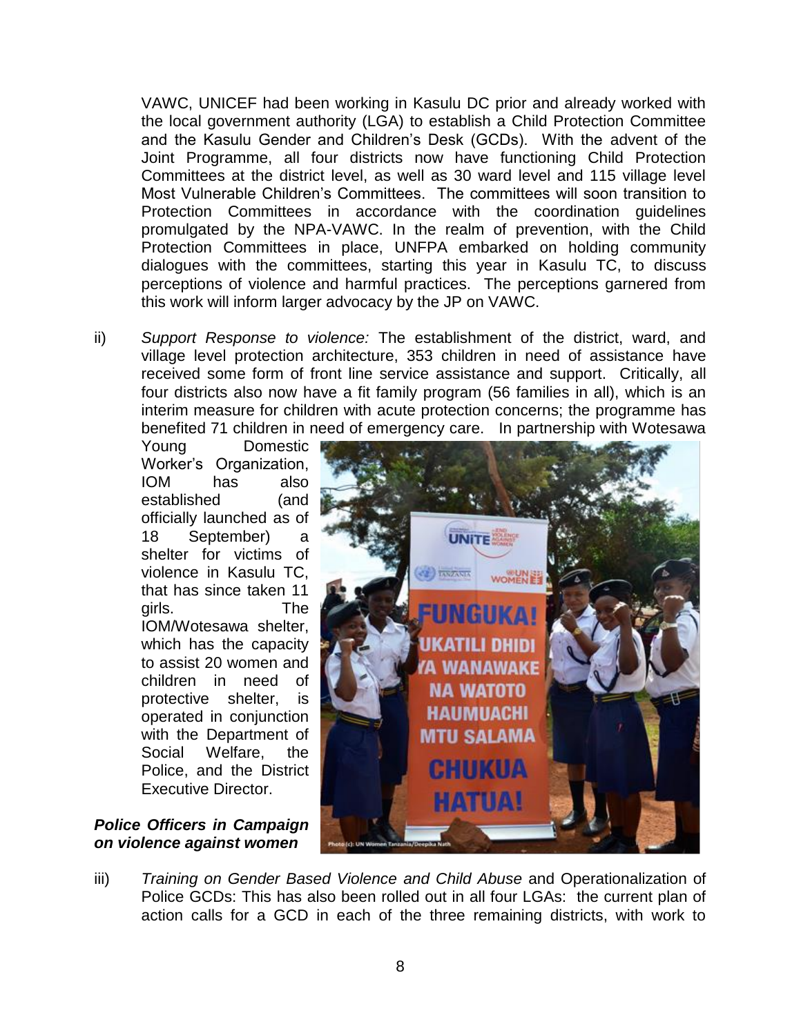VAWC, UNICEF had been working in Kasulu DC prior and already worked with the local government authority (LGA) to establish a Child Protection Committee and the Kasulu Gender and Children's Desk (GCDs). With the advent of the Joint Programme, all four districts now have functioning Child Protection Committees at the district level, as well as 30 ward level and 115 village level Most Vulnerable Children's Committees. The committees will soon transition to Protection Committees in accordance with the coordination guidelines promulgated by the NPA-VAWC. In the realm of prevention, with the Child Protection Committees in place, UNFPA embarked on holding community dialogues with the committees, starting this year in Kasulu TC, to discuss perceptions of violence and harmful practices. The perceptions garnered from this work will inform larger advocacy by the JP on VAWC.

ii) *Support Response to violence:* The establishment of the district, ward, and village level protection architecture, 353 children in need of assistance have received some form of front line service assistance and support. Critically, all four districts also now have a fit family program (56 families in all), which is an interim measure for children with acute protection concerns; the programme has benefited 71 children in need of emergency care. In partnership with Wotesawa Young Domestic Worker's Organization, IOM has also established (and officially launched as of 18 September) a shelter for victims of violence in Kasulu TC, that has since taken 11 girls. The IOM/Wotesawa shelter, which has the capacity to assist 20 women and children in need of protective shelter, is operated in conjunction with the Department of Social Welfare, the Police, and the District Executive Director.

***Police Officers in Campaign on violence against women***

iii) *Training on Gender Based Violence and Child Abuse* and Operationalization of Police GCDs: This has also been rolled out in all four LGAs: the current plan of action calls for a GCD in each of the three remaining districts, with work to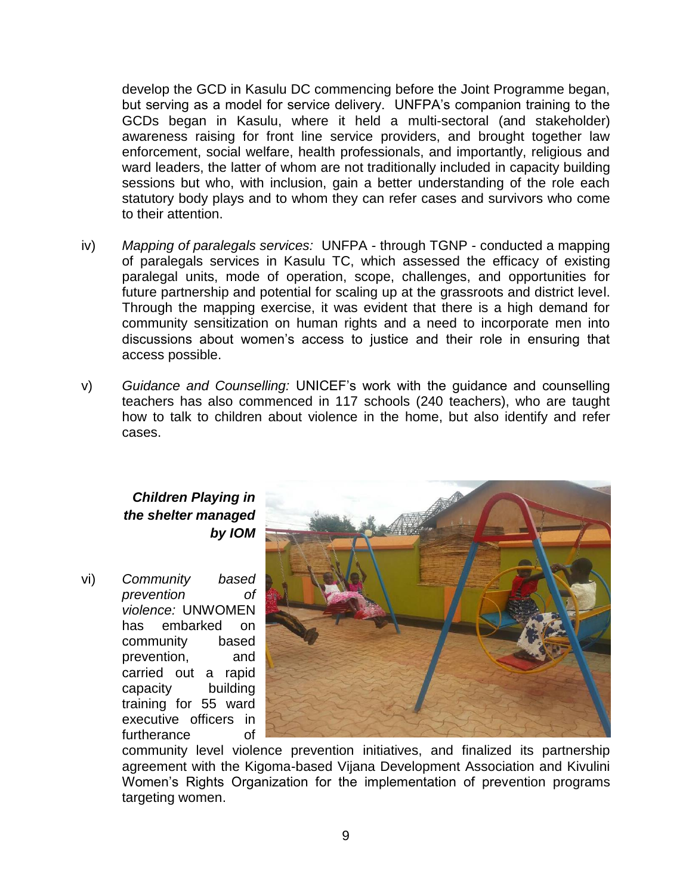develop the GCD in Kasulu DC commencing before the Joint Programme began, but serving as a model for service delivery. UNFPA's companion training to the GCDs began in Kasulu, where it held a multi-sectoral (and stakeholder) awareness raising for front line service providers, and brought together law enforcement, social welfare, health professionals, and importantly, religious and ward leaders, the latter of whom are not traditionally included in capacity building sessions but who, with inclusion, gain a better understanding of the role each statutory body plays and to whom they can refer cases and survivors who come to their attention.

iv) *Mapping of paralegals services:* UNFPA - through TGNP - conducted a mapping of paralegals services in Kasulu TC, which assessed the efficacy of existing paralegal units, mode of operation, scope, challenges, and opportunities for future partnership and potential for scaling up at the grassroots and district level. Through the mapping exercise, it was evident that there is a high demand for community sensitization on human rights and a need to incorporate men into discussions about women's access to justice and their role in ensuring that access possible.

v) *Guidance and Counselling:* UNICEF's work with the guidance and counselling teachers has also commenced in 117 schools (240 teachers), who are taught how to talk to children about violence in the home, but also identify and refer cases.

***Children Playing in the shelter managed by IOM***

vi) *Community based prevention of violence:* UNWOMEN has embarked on community based prevention, and carried out a rapid capacity building training for 55 ward executive officers in furtherance of community level violence prevention initiatives, and finalized its partnership agreement with the Kigoma-based Vijana Development Association and Kivulini Women's Rights Organization for the implementation of prevention programs targeting women.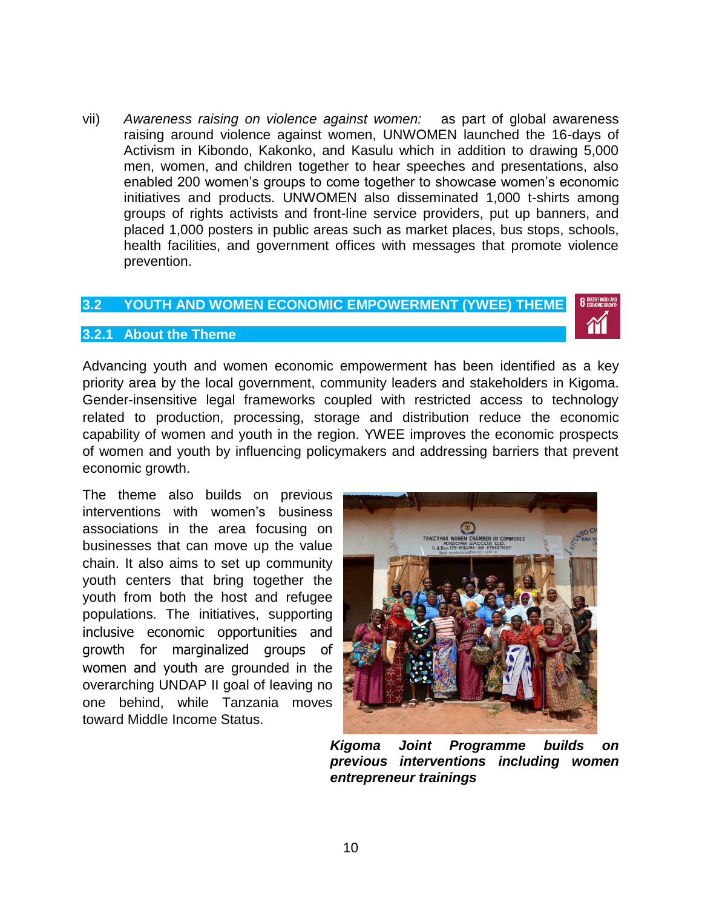vii) *Awareness raising on violence against women:* as part of global awareness raising around violence against women, UNWOMEN launched the 16-days of Activism in Kibondo, Kakonko, and Kasulu which in addition to drawing 5,000 men, women, and children together to hear speeches and presentations, also enabled 200 women's groups to come together to showcase women's economic initiatives and products. UNWOMEN also disseminated 1,000 t-shirts among groups of rights activists and front-line service providers, put up banners, and placed 1,000 posters in public areas such as market places, bus stops, schools, health facilities, and government offices with messages that promote violence prevention.

## 3.2 YOUTH AND WOMEN ECONOMIC EMPOWERMENT (YWEE) THEME

### 3.2.1 About the Theme

Advancing youth and women economic empowerment has been identified as a key priority area by the local government, community leaders and stakeholders in Kigoma. Gender-insensitive legal frameworks coupled with restricted access to technology related to production, processing, storage and distribution reduce the economic capability of women and youth in the region. YWEE improves the economic prospects of women and youth by influencing policymakers and addressing barriers that prevent economic growth.

The theme also builds on previous interventions with women's business associations in the area focusing on businesses that can move up the value chain. It also aims to set up community youth centers that bring together the youth from both the host and refugee populations. The initiatives, supporting inclusive economic opportunities and growth for marginalized groups of women and youth are grounded in the overarching UNDAP II goal of leaving no one behind, while Tanzania moves toward Middle Income Status.

***Kigoma Joint Programme builds on previous interventions including women entrepreneur trainings***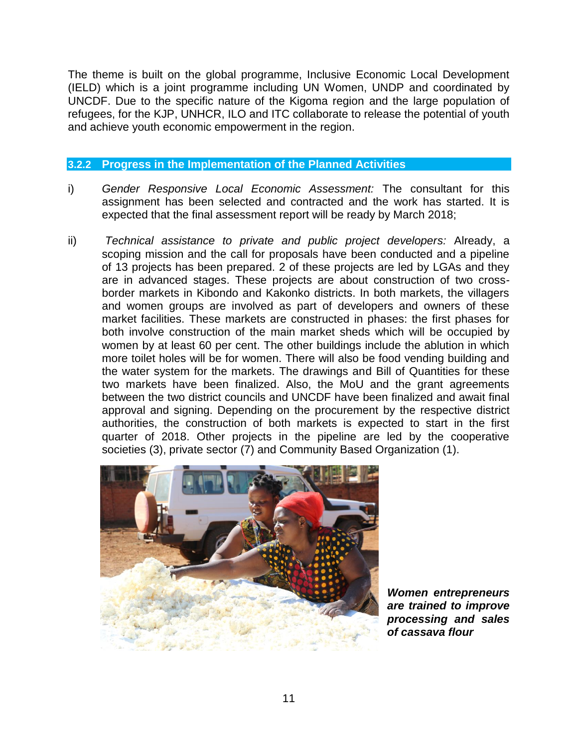The theme is built on the global programme, Inclusive Economic Local Development (IELD) which is a joint programme including UN Women, UNDP and coordinated by UNCDF. Due to the specific nature of the Kigoma region and the large population of refugees, for the KJP, UNHCR, ILO and ITC collaborate to release the potential of youth and achieve youth economic empowerment in the region.

### 3.2.2 Progress in the Implementation of the Planned Activities

i) *Gender Responsive Local Economic Assessment:* The consultant for this assignment has been selected and contracted and the work has started. It is expected that the final assessment report will be ready by March 2018;

ii) *Technical assistance to private and public project developers:* Already, a scoping mission and the call for proposals have been conducted and a pipeline of 13 projects has been prepared. 2 of these projects are led by LGAs and they are in advanced stages. These projects are about construction of two cross-border markets in Kibondo and Kakonko districts. In both markets, the villagers and women groups are involved as part of developers and owners of these market facilities. These markets are constructed in phases: the first phases for both involve construction of the main market sheds which will be occupied by women by at least 60 per cent. The other buildings include the ablution in which more toilet holes will be for women. There will also be food vending building and the water system for the markets. The drawings and Bill of Quantities for these two markets have been finalized. Also, the MoU and the grant agreements between the two district councils and UNCDF have been finalized and await final approval and signing. Depending on the procurement by the respective district authorities, the construction of both markets is expected to start in the first quarter of 2018. Other projects in the pipeline are led by the cooperative societies (3), private sector (7) and Community Based Organization (1).

***Women entrepreneurs are trained to improve processing and sales of cassava flour***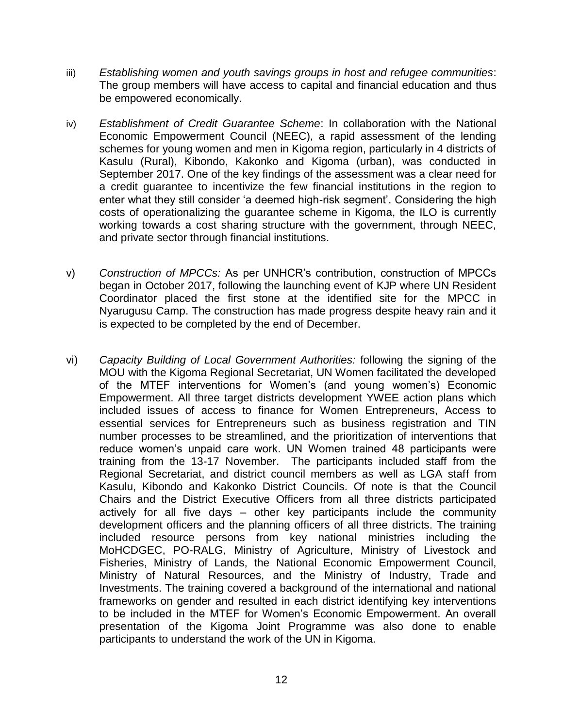iii) *Establishing women and youth savings groups in host and refugee communities*: The group members will have access to capital and financial education and thus be empowered economically.

iv) *Establishment of Credit Guarantee Scheme*: In collaboration with the National Economic Empowerment Council (NEEC), a rapid assessment of the lending schemes for young women and men in Kigoma region, particularly in 4 districts of Kasulu (Rural), Kibondo, Kakonko and Kigoma (urban), was conducted in September 2017. One of the key findings of the assessment was a clear need for a credit guarantee to incentivize the few financial institutions in the region to enter what they still consider 'a deemed high-risk segment'. Considering the high costs of operationalizing the guarantee scheme in Kigoma, the ILO is currently working towards a cost sharing structure with the government, through NEEC, and private sector through financial institutions.

v) *Construction of MPCCs:* As per UNHCR's contribution, construction of MPCCs began in October 2017, following the launching event of KJP where UN Resident Coordinator placed the first stone at the identified site for the MPCC in Nyarugusu Camp. The construction has made progress despite heavy rain and it is expected to be completed by the end of December.

vi) *Capacity Building of Local Government Authorities:* following the signing of the MOU with the Kigoma Regional Secretariat, UN Women facilitated the developed of the MTEF interventions for Women's (and young women's) Economic Empowerment. All three target districts development YWEE action plans which included issues of access to finance for Women Entrepreneurs, Access to essential services for Entrepreneurs such as business registration and TIN number processes to be streamlined, and the prioritization of interventions that reduce women's unpaid care work. UN Women trained 48 participants were training from the 13-17 November. The participants included staff from the Regional Secretariat, and district council members as well as LGA staff from Kasulu, Kibondo and Kakonko District Councils. Of note is that the Council Chairs and the District Executive Officers from all three districts participated actively for all five days – other key participants include the community development officers and the planning officers of all three districts. The training included resource persons from key national ministries including the MoHCDGEC, PO-RALG, Ministry of Agriculture, Ministry of Livestock and Fisheries, Ministry of Lands, the National Economic Empowerment Council, Ministry of Natural Resources, and the Ministry of Industry, Trade and Investments. The training covered a background of the international and national frameworks on gender and resulted in each district identifying key interventions to be included in the MTEF for Women's Economic Empowerment. An overall presentation of the Kigoma Joint Programme was also done to enable participants to understand the work of the UN in Kigoma.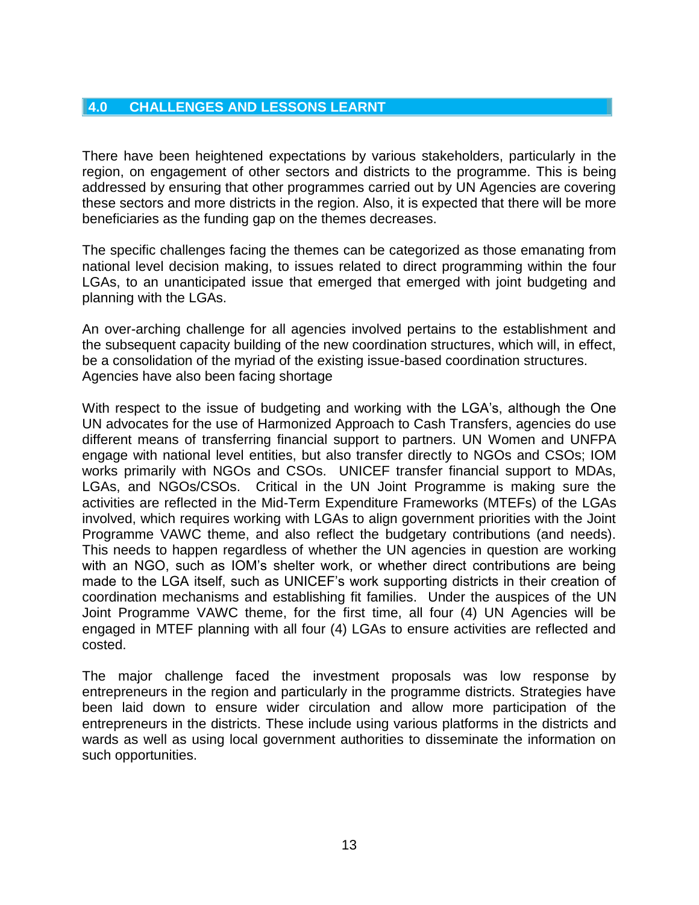## 4.0 CHALLENGES AND LESSONS LEARNT

There have been heightened expectations by various stakeholders, particularly in the region, on engagement of other sectors and districts to the programme. This is being addressed by ensuring that other programmes carried out by UN Agencies are covering these sectors and more districts in the region. Also, it is expected that there will be more beneficiaries as the funding gap on the themes decreases.

The specific challenges facing the themes can be categorized as those emanating from national level decision making, to issues related to direct programming within the four LGAs, to an unanticipated issue that emerged that emerged with joint budgeting and planning with the LGAs.

An over-arching challenge for all agencies involved pertains to the establishment and the subsequent capacity building of the new coordination structures, which will, in effect, be a consolidation of the myriad of the existing issue-based coordination structures. Agencies have also been facing shortage

With respect to the issue of budgeting and working with the LGA's, although the One UN advocates for the use of Harmonized Approach to Cash Transfers, agencies do use different means of transferring financial support to partners. UN Women and UNFPA engage with national level entities, but also transfer directly to NGOs and CSOs; IOM works primarily with NGOs and CSOs. UNICEF transfer financial support to MDAs, LGAs, and NGOs/CSOs. Critical in the UN Joint Programme is making sure the activities are reflected in the Mid-Term Expenditure Frameworks (MTEFs) of the LGAs involved, which requires working with LGAs to align government priorities with the Joint Programme VAWC theme, and also reflect the budgetary contributions (and needs). This needs to happen regardless of whether the UN agencies in question are working with an NGO, such as IOM's shelter work, or whether direct contributions are being made to the LGA itself, such as UNICEF's work supporting districts in their creation of coordination mechanisms and establishing fit families. Under the auspices of the UN Joint Programme VAWC theme, for the first time, all four (4) UN Agencies will be engaged in MTEF planning with all four (4) LGAs to ensure activities are reflected and costed.

The major challenge faced the investment proposals was low response by entrepreneurs in the region and particularly in the programme districts. Strategies have been laid down to ensure wider circulation and allow more participation of the entrepreneurs in the districts. These include using various platforms in the districts and wards as well as using local government authorities to disseminate the information on such opportunities.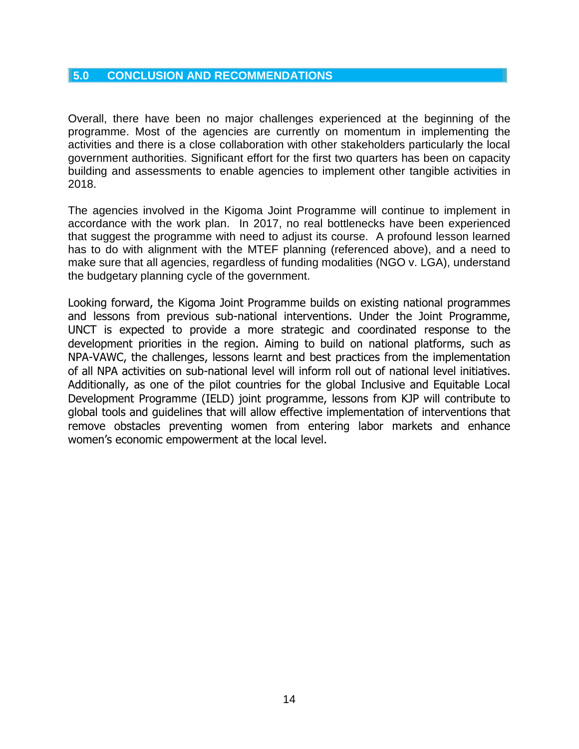## 5.0 CONCLUSION AND RECOMMENDATIONS

Overall, there have been no major challenges experienced at the beginning of the programme. Most of the agencies are currently on momentum in implementing the activities and there is a close collaboration with other stakeholders particularly the local government authorities. Significant effort for the first two quarters has been on capacity building and assessments to enable agencies to implement other tangible activities in 2018.

The agencies involved in the Kigoma Joint Programme will continue to implement in accordance with the work plan. In 2017, no real bottlenecks have been experienced that suggest the programme with need to adjust its course. A profound lesson learned has to do with alignment with the MTEF planning (referenced above), and a need to make sure that all agencies, regardless of funding modalities (NGO v. LGA), understand the budgetary planning cycle of the government.

Looking forward, the Kigoma Joint Programme builds on existing national programmes and lessons from previous sub-national interventions. Under the Joint Programme, UNCT is expected to provide a more strategic and coordinated response to the development priorities in the region. Aiming to build on national platforms, such as NPA-VAWC, the challenges, lessons learnt and best practices from the implementation of all NPA activities on sub-national level will inform roll out of national level initiatives. Additionally, as one of the pilot countries for the global Inclusive and Equitable Local Development Programme (IELD) joint programme, lessons from KJP will contribute to global tools and guidelines that will allow effective implementation of interventions that remove obstacles preventing women from entering labor markets and enhance women's economic empowerment at the local level.